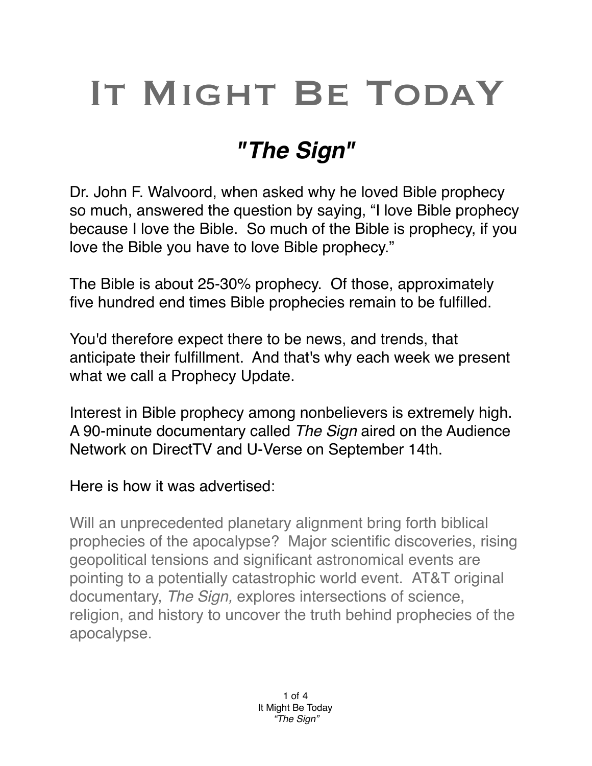# It Might Be TodaY

## *"The Sign"*

Dr. John F. Walvoord, when asked why he loved Bible prophecy so much, answered the question by saying, “I love Bible prophecy because I love the Bible. So much of the Bible is prophecy, if you love the Bible you have to love Bible prophecy.”

The Bible is about 25-30% prophecy. Of those, approximately five hundred end times Bible prophecies remain to be fulfilled.

You'd therefore expect there to be news, and trends, that anticipate their fulfillment. And that's why each week we present what we call a Prophecy Update.

Interest in Bible prophecy among nonbelievers is extremely high. A 90-minute documentary called *The Sign* aired on the Audience Network on DirectTV and U-Verse on September 14th.

Here is how it was advertised:

> Will an unprecedented planetary alignment bring forth biblical prophecies of the apocalypse? Major scientific discoveries, rising geopolitical tensions and significant astronomical events are pointing to a potentially catastrophic world event. AT&T original documentary, *The Sign,* explores intersections of science, religion, and history to uncover the truth behind prophecies of the apocalypse.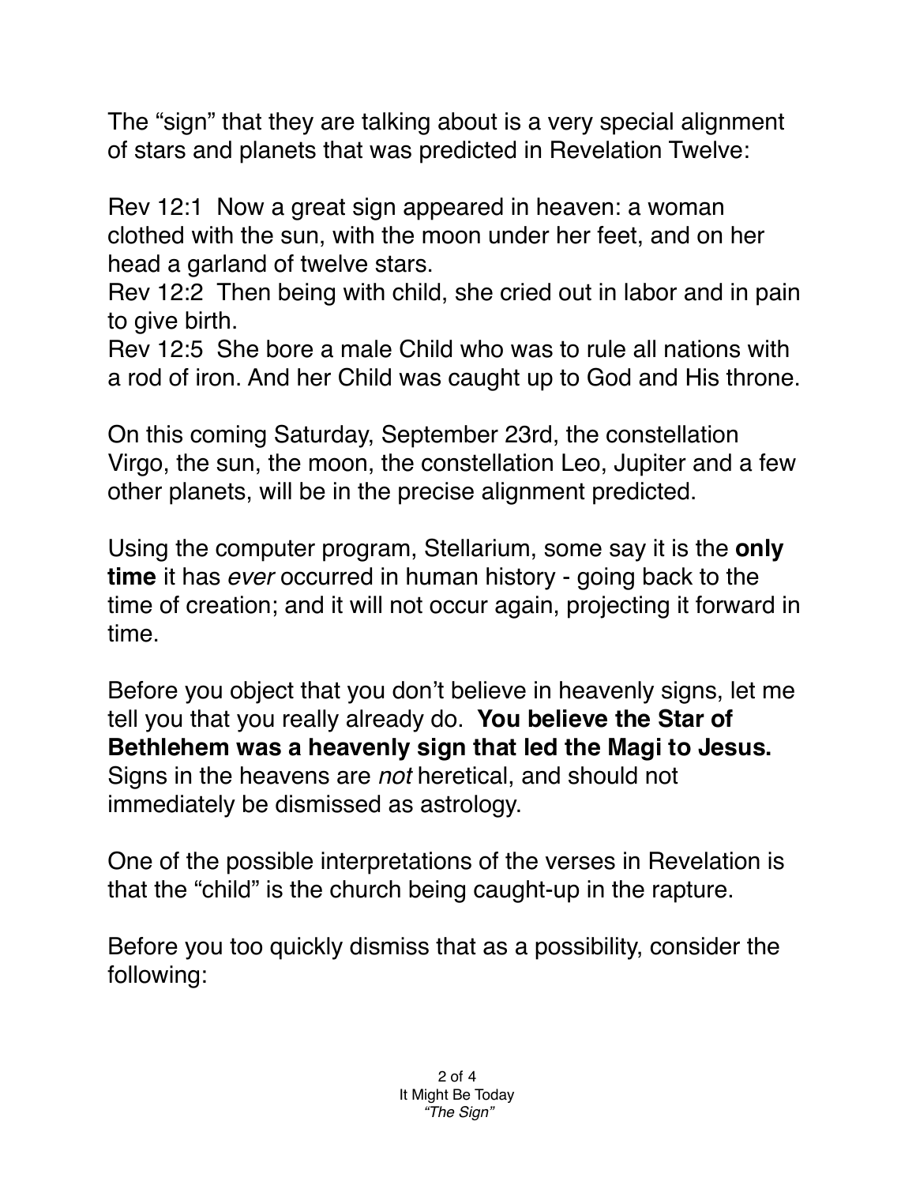The “sign” that they are talking about is a very special alignment of stars and planets that was predicted in Revelation Twelve:

Rev 12:1  Now a great sign appeared in heaven: a woman clothed with the sun, with the moon under her feet, and on her head a garland of twelve stars.
Rev 12:2  Then being with child, she cried out in labor and in pain to give birth.
Rev 12:5  She bore a male Child who was to rule all nations with a rod of iron. And her Child was caught up to God and His throne.

On this coming Saturday, September 23rd, the constellation Virgo, the sun, the moon, the constellation Leo, Jupiter and a few other planets, will be in the precise alignment predicted.

Using the computer program, Stellarium, some say it is the **only time** it has *ever* occurred in human history - going back to the time of creation; and it will not occur again, projecting it forward in time.

Before you object that you don’t believe in heavenly signs, let me tell you that you really already do. **You believe the Star of Bethlehem was a heavenly sign that led the Magi to Jesus.** Signs in the heavens are *not* heretical, and should not immediately be dismissed as astrology.

One of the possible interpretations of the verses in Revelation is that the “child” is the church being caught-up in the rapture.

Before you too quickly dismiss that as a possibility, consider the following: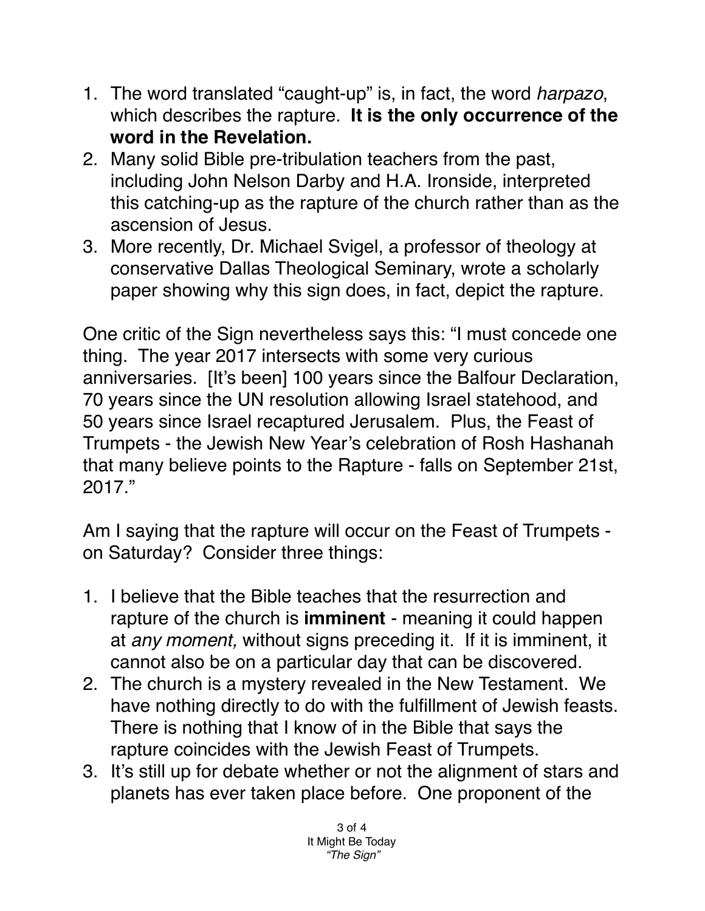1. The word translated "caught-up" is, in fact, the word *harpazo*, which describes the rapture. **It is the only occurrence of the word in the Revelation.**
2. Many solid Bible pre-tribulation teachers from the past, including John Nelson Darby and H.A. Ironside, interpreted this catching-up as the rapture of the church rather than as the ascension of Jesus.
3. More recently, Dr. Michael Svigel, a professor of theology at conservative Dallas Theological Seminary, wrote a scholarly paper showing why this sign does, in fact, depict the rapture.

One critic of the Sign nevertheless says this: "I must concede one thing. The year 2017 intersects with some very curious anniversaries. [It's been] 100 years since the Balfour Declaration, 70 years since the UN resolution allowing Israel statehood, and 50 years since Israel recaptured Jerusalem. Plus, the Feast of Trumpets - the Jewish New Year's celebration of Rosh Hashanah that many believe points to the Rapture - falls on September 21st, 2017."

Am I saying that the rapture will occur on the Feast of Trumpets - on Saturday? Consider three things:

1. I believe that the Bible teaches that the resurrection and rapture of the church is **imminent** - meaning it could happen at *any moment,* without signs preceding it. If it is imminent, it cannot also be on a particular day that can be discovered.
2. The church is a mystery revealed in the New Testament. We have nothing directly to do with the fulfillment of Jewish feasts. There is nothing that I know of in the Bible that says the rapture coincides with the Jewish Feast of Trumpets.
3. It's still up for debate whether or not the alignment of stars and planets has ever taken place before. One proponent of the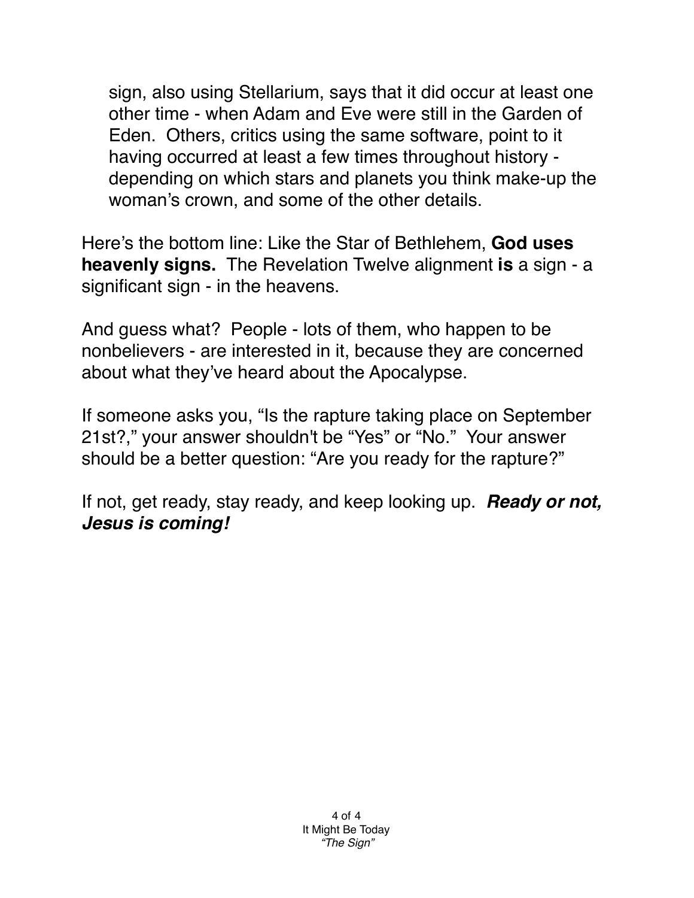sign, also using Stellarium, says that it did occur at least one other time - when Adam and Eve were still in the Garden of Eden. Others, critics using the same software, point to it having occurred at least a few times throughout history - depending on which stars and planets you think make-up the woman's crown, and some of the other details.

Here's the bottom line: Like the Star of Bethlehem, **God uses heavenly signs.** The Revelation Twelve alignment **is** a sign - a significant sign - in the heavens.

And guess what? People - lots of them, who happen to be nonbelievers - are interested in it, because they are concerned about what they've heard about the Apocalypse.

If someone asks you, "Is the rapture taking place on September 21st?," your answer shouldn't be "Yes" or "No." Your answer should be a better question: "Are you ready for the rapture?"

If not, get ready, stay ready, and keep looking up. ***Ready or not, Jesus is coming!***